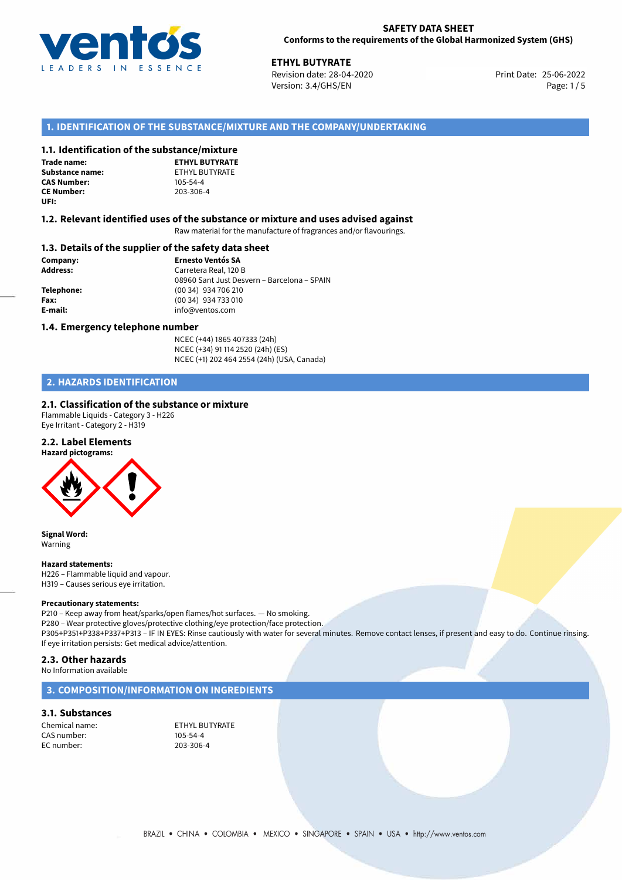**SAFETY DATA SHEET**
**Conforms to the requirements of the Global Harmonized System (GHS)**

**ETHYL BUTYRATE**
Revision date: 28-04-2020
Version: 3.4/GHS/EN
Print Date: 25-06-2022

## 1. IDENTIFICATION OF THE SUBSTANCE/MIXTURE AND THE COMPANY/UNDERTAKING

### 1.1. Identification of the substance/mixture

**Trade name:** **ETHYL BUTYRATE**
**Substance name:** ETHYL BUTYRATE
**CAS Number:** 105-54-4
**CE Number:** 203-306-4
**UFI:**

### 1.2. Relevant identified uses of the substance or mixture and uses advised against

Raw material for the manufacture of fragrances and/or flavourings.

### 1.3. Details of the supplier of the safety data sheet

**Company:** **Ernesto Ventós SA**
**Address:** Carretera Real, 120 B
08960 Sant Just Desvern – Barcelona – SPAIN
**Telephone:** (00 34) 934 706 210
**Fax:** (00 34) 934 733 010
**E-mail:** info@ventos.com

### 1.4. Emergency telephone number

NCEC (+44) 1865 407333 (24h)
NCEC (+34) 91 114 2520 (24h) (ES)
NCEC (+1) 202 464 2554 (24h) (USA, Canada)

## 2. HAZARDS IDENTIFICATION

### 2.1. Classification of the substance or mixture

Flammable Liquids - Category 3 - H226
Eye Irritant - Category 2 - H319

### 2.2. Label Elements

**Hazard pictograms:**

**Signal Word:**
Warning

**Hazard statements:**
H226 – Flammable liquid and vapour.
H319 – Causes serious eye irritation.

**Precautionary statements:**
P210 – Keep away from heat/sparks/open flames/hot surfaces. — No smoking.
P280 – Wear protective gloves/protective clothing/eye protection/face protection.
P305+P351+P338+P337+P313 – IF IN EYES: Rinse cautiously with water for several minutes. Remove contact lenses, if present and easy to do. Continue rinsing. If eye irritation persists: Get medical advice/attention.

### 2.3. Other hazards

No Information available

## 3. COMPOSITION/INFORMATION ON INGREDIENTS

### 3.1. Substances

Chemical name: ETHYL BUTYRATE
CAS number: 105-54-4
EC number: 203-306-4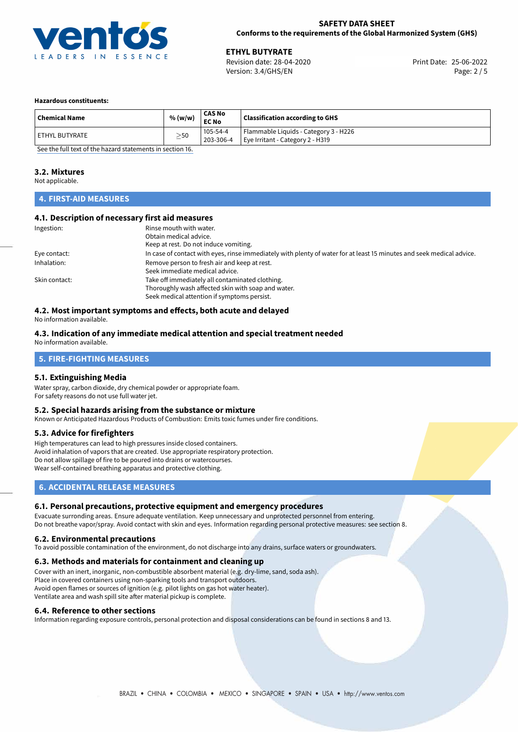**Hazardous constituents:**

| Chemical Name | % (w/w) | CAS No<br>EC No | Classification according to GHS |
| --- | --- | --- | --- |
| ETHYL BUTYRATE | ≥50 | 105-54-4<br>203-306-4 | Flammable Liquids - Category 3 - H226<br>Eye Irritant - Category 2 - H319 |

See the full text of the hazard statements in section 16.

### 3.2. Mixtures

Not applicable.

## 4. FIRST-AID MEASURES

### 4.1. Description of necessary first aid measures

| | |
| --- | --- |
| Ingestion: | Rinse mouth with water.<br>Obtain medical advice.<br>Keep at rest. Do not induce vomiting. |
| Eye contact: | In case of contact with eyes, rinse immediately with plenty of water for at least 15 minutes and seek medical advice. |
| Inhalation: | Remove person to fresh air and keep at rest.<br>Seek immediate medical advice. |
| Skin contact: | Take off immediately all contaminated clothing.<br>Thoroughly wash affected skin with soap and water.<br>Seek medical attention if symptoms persist. |

### 4.2. Most important symptoms and effects, both acute and delayed

No information available.

### 4.3. Indication of any immediate medical attention and special treatment needed

No information available.

## 5. FIRE-FIGHTING MEASURES

### 5.1. Extinguishing Media

Water spray, carbon dioxide, dry chemical powder or appropriate foam.
For safety reasons do not use full water jet.

### 5.2. Special hazards arising from the substance or mixture

Known or Anticipated Hazardous Products of Combustion: Emits toxic fumes under fire conditions.

### 5.3. Advice for firefighters

High temperatures can lead to high pressures inside closed containers.
Avoid inhalation of vapors that are created. Use appropriate respiratory protection.
Do not allow spillage of fire to be poured into drains or watercourses.
Wear self-contained breathing apparatus and protective clothing.

## 6. ACCIDENTAL RELEASE MEASURES

### 6.1. Personal precautions, protective equipment and emergency procedures

Evacuate surronding areas. Ensure adequate ventilation. Keep unnecessary and unprotected personnel from entering.
Do not breathe vapor/spray. Avoid contact with skin and eyes. Information regarding personal protective measures: see section 8.

### 6.2. Environmental precautions

To avoid possible contamination of the environment, do not discharge into any drains, surface waters or groundwaters.

### 6.3. Methods and materials for containment and cleaning up

Cover with an inert, inorganic, non-combustible absorbent material (e.g. dry-lime, sand, soda ash).
Place in covered containers using non-sparking tools and transport outdoors.
Avoid open flames or sources of ignition (e.g. pilot lights on gas hot water heater).
Ventilate area and wash spill site after material pickup is complete.

### 6.4. Reference to other sections

Information regarding exposure controls, personal protection and disposal considerations can be found in sections 8 and 13.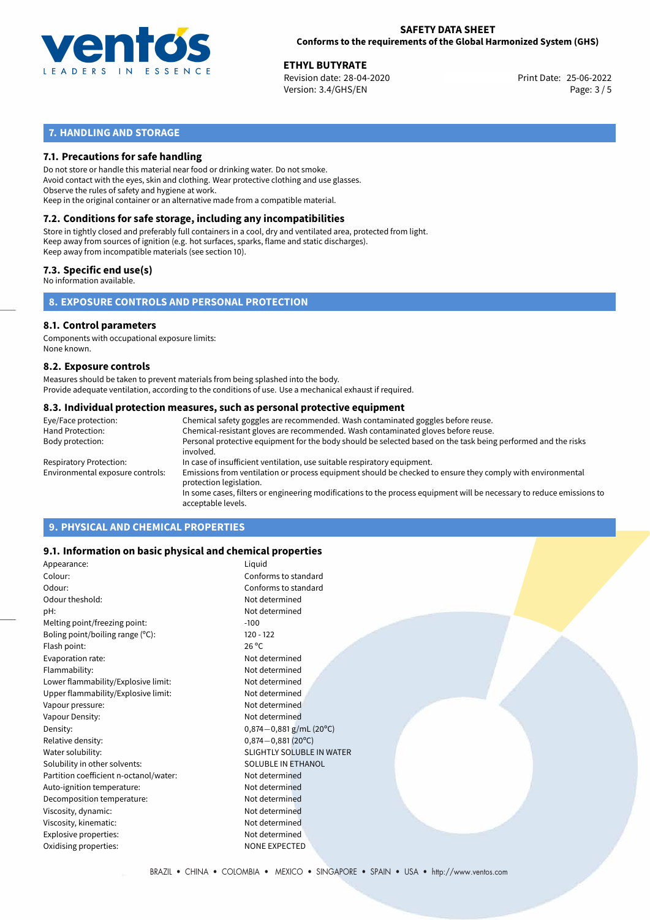## 7. HANDLING AND STORAGE

### 7.1. Precautions for safe handling

Do not store or handle this material near food or drinking water. Do not smoke.
Avoid contact with the eyes, skin and clothing. Wear protective clothing and use glasses.
Observe the rules of safety and hygiene at work.
Keep in the original container or an alternative made from a compatible material.

### 7.2. Conditions for safe storage, including any incompatibilities

Store in tightly closed and preferably full containers in a cool, dry and ventilated area, protected from light.
Keep away from sources of ignition (e.g. hot surfaces, sparks, flame and static discharges).
Keep away from incompatible materials (see section 10).

### 7.3. Specific end use(s)

No information available.

## 8. EXPOSURE CONTROLS AND PERSONAL PROTECTION

### 8.1. Control parameters

Components with occupational exposure limits:
None known.

### 8.2. Exposure controls

Measures should be taken to prevent materials from being splashed into the body.
Provide adequate ventilation, according to the conditions of use. Use a mechanical exhaust if required.

### 8.3. Individual protection measures, such as personal protective equipment

| | |
|---|---|
| Eye/Face protection: | Chemical safety goggles are recommended. Wash contaminated goggles before reuse. |
| Hand Protection: | Chemical-resistant gloves are recommended. Wash contaminated gloves before reuse. |
| Body protection: | Personal protective equipment for the body should be selected based on the task being performed and the risks involved. |
| Respiratory Protection: | In case of insufficient ventilation, use suitable respiratory equipment. |
| Environmental exposure controls: | Emissions from ventilation or process equipment should be checked to ensure they comply with environmental protection legislation. In some cases, filters or engineering modifications to the process equipment will be necessary to reduce emissions to acceptable levels. |

## 9. PHYSICAL AND CHEMICAL PROPERTIES

### 9.1. Information on basic physical and chemical properties

| | |
|---|---|
| Appearance: | Liquid |
| Colour: | Conforms to standard |
| Odour: | Conforms to standard |
| Odour theshold: | Not determined |
| pH: | Not determined |
| Melting point/freezing point: | -100 |
| Boling point/boiling range (°C): | 120 - 122 |
| Flash point: | 26 °C |
| Evaporation rate: | Not determined |
| Flammability: | Not determined |
| Lower flammability/Explosive limit: | Not determined |
| Upper flammability/Explosive limit: | Not determined |
| Vapour pressure: | Not determined |
| Vapour Density: | Not determined |
| Density: | 0,874—0,881 g/mL (20°C) |
| Relative density: | 0,874—0,881 (20°C) |
| Water solubility: | SLIGHTLY SOLUBLE IN WATER |
| Solubility in other solvents: | SOLUBLE IN ETHANOL |
| Partition coefficient n-octanol/water: | Not determined |
| Auto-ignition temperature: | Not determined |
| Decomposition temperature: | Not determined |
| Viscosity, dynamic: | Not determined |
| Viscosity, kinematic: | Not determined |
| Explosive properties: | Not determined |
| Oxidising properties: | NONE EXPECTED |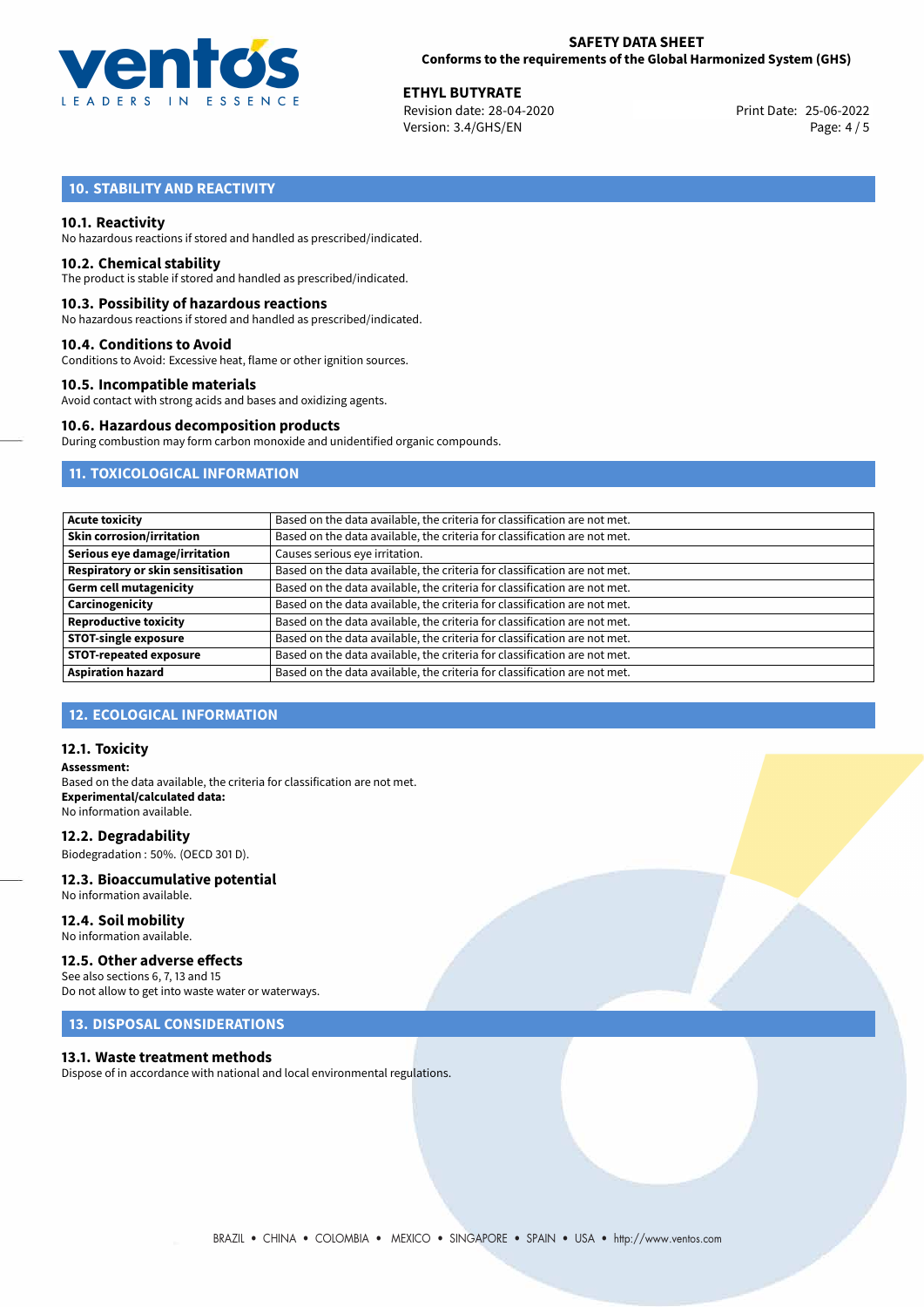## 10. STABILITY AND REACTIVITY

### 10.1. Reactivity

No hazardous reactions if stored and handled as prescribed/indicated.

### 10.2. Chemical stability

The product is stable if stored and handled as prescribed/indicated.

### 10.3. Possibility of hazardous reactions

No hazardous reactions if stored and handled as prescribed/indicated.

### 10.4. Conditions to Avoid

Conditions to Avoid: Excessive heat, flame or other ignition sources.

### 10.5. Incompatible materials

Avoid contact with strong acids and bases and oxidizing agents.

### 10.6. Hazardous decomposition products

During combustion may form carbon monoxide and unidentified organic compounds.

## 11. TOXICOLOGICAL INFORMATION

| | |
|---|---|
| **Acute toxicity** | Based on the data available, the criteria for classification are not met. |
| **Skin corrosion/irritation** | Based on the data available, the criteria for classification are not met. |
| **Serious eye damage/irritation** | Causes serious eye irritation. |
| **Respiratory or skin sensitisation** | Based on the data available, the criteria for classification are not met. |
| **Germ cell mutagenicity** | Based on the data available, the criteria for classification are not met. |
| **Carcinogenicity** | Based on the data available, the criteria for classification are not met. |
| **Reproductive toxicity** | Based on the data available, the criteria for classification are not met. |
| **STOT-single exposure** | Based on the data available, the criteria for classification are not met. |
| **STOT-repeated exposure** | Based on the data available, the criteria for classification are not met. |
| **Aspiration hazard** | Based on the data available, the criteria for classification are not met. |

## 12. ECOLOGICAL INFORMATION

### 12.1. Toxicity

**Assessment:**

Based on the data available, the criteria for classification are not met.

**Experimental/calculated data:**

No information available.

### 12.2. Degradability

Biodegradation : 50%. (OECD 301 D).

### 12.3. Bioaccumulative potential

No information available.

### 12.4. Soil mobility

No information available.

### 12.5. Other adverse effects

See also sections 6, 7, 13 and 15

Do not allow to get into waste water or waterways.

## 13. DISPOSAL CONSIDERATIONS

### 13.1. Waste treatment methods

Dispose of in accordance with national and local environmental regulations.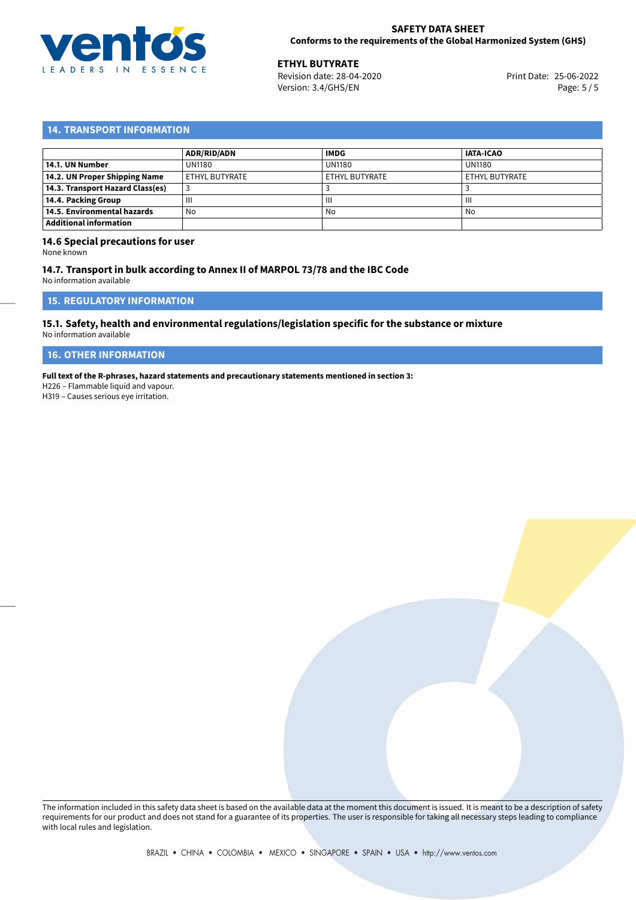## 14. TRANSPORT INFORMATION

| | ADR/RID/ADN | IMDG | IATA-ICAO |
|---|---|---|---|
| **14.1. UN Number** | UN1180 | UN1180 | UN1180 |
| **14.2. UN Proper Shipping Name** | ETHYL BUTYRATE | ETHYL BUTYRATE | ETHYL BUTYRATE |
| **14.3. Transport Hazard Class(es)** | 3 | 3 | 3 |
| **14.4. Packing Group** | III | III | III |
| **14.5. Environmental hazards** | No | No | No |
| **Additional information** | | | |

### 14.6 Special precautions for user

None known

### 14.7. Transport in bulk according to Annex II of MARPOL 73/78 and the IBC Code

No information available

## 15. REGULATORY INFORMATION

### 15.1. Safety, health and environmental regulations/legislation specific for the substance or mixture

No information available

## 16. OTHER INFORMATION

**Full text of the R-phrases, hazard statements and precautionary statements mentioned in section 3:**

H226 – Flammable liquid and vapour.
H319 – Causes serious eye irritation.

The information included in this safety data sheet is based on the available data at the moment this document is issued. It is meant to be a description of safety requirements for our product and does not stand for a guarantee of its properties. The user is responsible for taking all necessary steps leading to compliance with local rules and legislation.